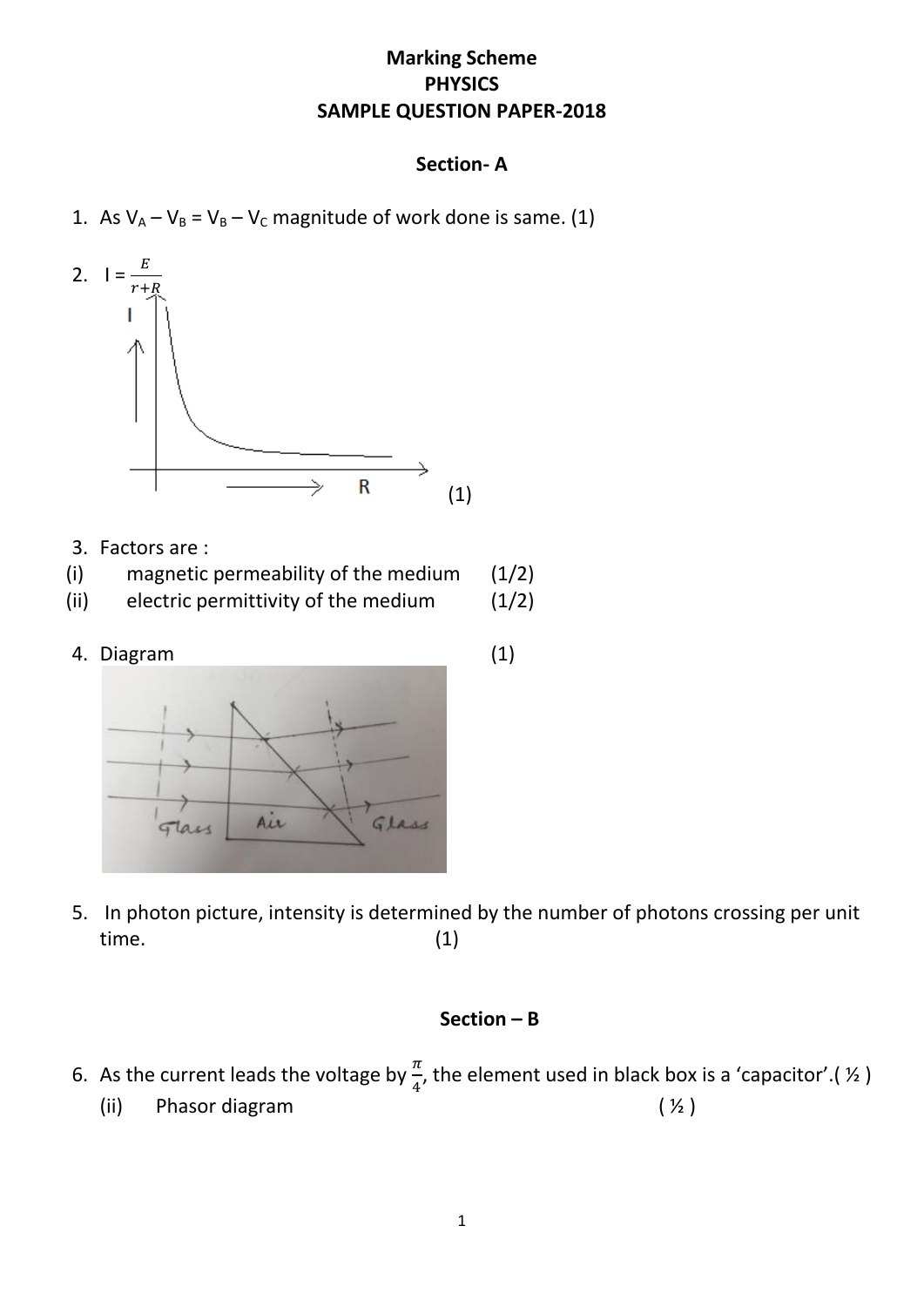**Marking Scheme**
**PHYSICS**
**SAMPLE QUESTION PAPER-2018**

**Section- A**

1. As $V_A - V_B = V_B - V_C$ magnitude of work done is same. (1)

2. $I = \frac{E}{r+R}$

(1)

3. Factors are :
   (i) magnetic permeability of the medium (1/2)
   (ii) electric permittivity of the medium (1/2)

4. Diagram (1)

5. In photon picture, intensity is determined by the number of photons crossing per unit time. (1)

**Section – B**

6. As the current leads the voltage by $\frac{\pi}{4}$, the element used in black box is a 'capacitor'.( ½ )
   (ii) Phasor diagram ( ½ )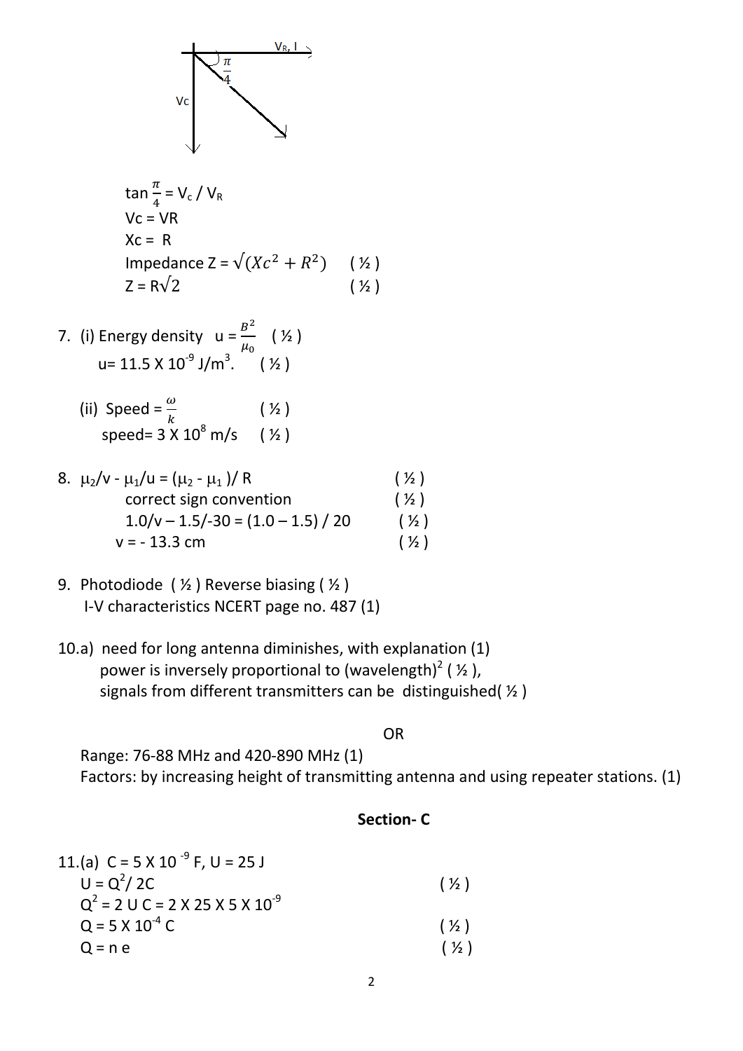$V_R, I$

$\frac{\pi}{4}$

Vc

$\tan \frac{\pi}{4} = V_c / V_R$

Vc = VR

Xc = R

Impedance Z = $\sqrt{(Xc^2 + R^2)}$ ( ½ )

Z = R$\sqrt{2}$ ( ½ )

7. (i) Energy density $u = \frac{B^2}{\mu_0}$ ( ½ )

   u= 11.5 X $10^{-9}$ J/$m^3$. ( ½ )

   (ii) Speed = $\frac{\omega}{k}$ ( ½ )

   speed= 3 X $10^8$ m/s ( ½ )

8. $\mu_2/v - \mu_1/u = (\mu_2 - \mu_1)/ R$ ( ½ )

   correct sign convention ( ½ )

   $1.0/v - 1.5/-30 = (1.0 - 1.5) / 20$ ( ½ )

   v = - 13.3 cm ( ½ )

9. Photodiode ( ½ ) Reverse biasing ( ½ )

   I-V characteristics NCERT page no. 487 (1)

10. a) need for long antenna diminishes, with explanation (1)

    power is inversely proportional to (wavelength)$^2$ ( ½ ),

    signals from different transmitters can be distinguished( ½ )

OR

Range: 76-88 MHz and 420-890 MHz (1)

Factors: by increasing height of transmitting antenna and using repeater stations. (1)

## Section- C

11. (a) C = 5 X $10^{-9}$ F, U = 25 J

    $U = Q^2/ 2C$ ( ½ )

    $Q^2 = 2\,U\,C = 2 \times 25 \times 5 \times 10^{-9}$

    Q = 5 X $10^{-4}$ C ( ½ )

    Q = n e ( ½ )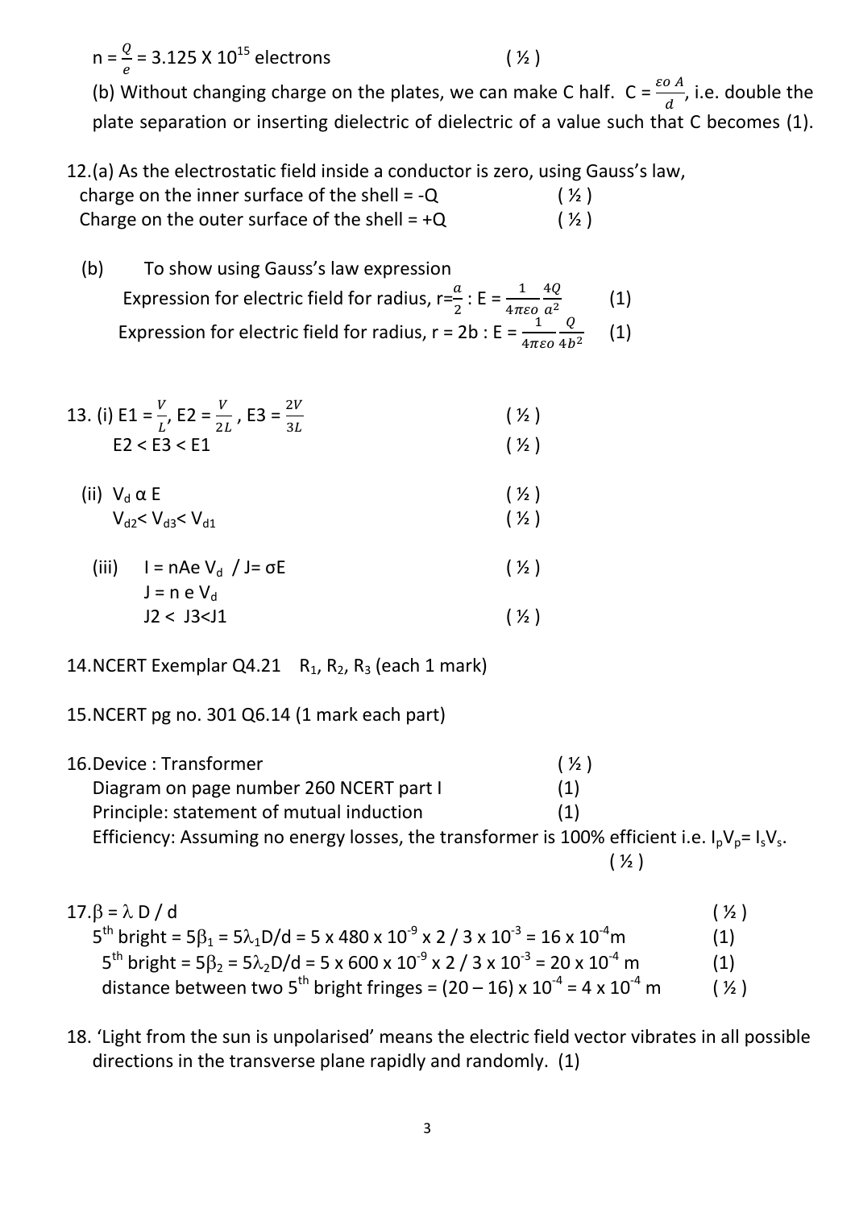$n = \frac{Q}{e} = 3.125 \times 10^{15}$ electrons ( ½ )

(b) Without changing charge on the plates, we can make C half. $C = \frac{\varepsilon o\, A}{d}$, i.e. double the plate separation or inserting dielectric of dielectric of a value such that C becomes (1).

12.(a) As the electrostatic field inside a conductor is zero, using Gauss's law,
charge on the inner surface of the shell = -Q ( ½ )
Charge on the outer surface of the shell = +Q ( ½ )

(b) To show using Gauss's law expression
Expression for electric field for radius, $r = \frac{a}{2}$ : $E = \frac{1}{4\pi\varepsilon o}\frac{4Q}{a^2}$ (1)
Expression for electric field for radius, r = 2b : $E = \frac{1}{4\pi\varepsilon o}\frac{Q}{4b^2}$ (1)

13. (i) $E1 = \frac{V}{L}$, $E2 = \frac{V}{2L}$, $E3 = \frac{2V}{3L}$ ( ½ )
E2 < E3 < E1 ( ½ )

(ii) $V_d \alpha E$ ( ½ )
$V_{d2} < V_{d3} < V_{d1}$ ( ½ )

(iii) $I = nAe V_d$ / $J = \sigma E$ ( ½ )
$J = n e V_d$
J2 < J3<J1 ( ½ )

14.NCERT Exemplar Q4.21 $R_1$, $R_2$, $R_3$ (each 1 mark)

15.NCERT pg no. 301 Q6.14 (1 mark each part)

16.Device : Transformer ( ½ )
Diagram on page number 260 NCERT part I (1)
Principle: statement of mutual induction (1)
Efficiency: Assuming no energy losses, the transformer is 100% efficient i.e. $I_pV_p = I_sV_s$. ( ½ )

17.$\beta = \lambda D / d$ ( ½ )
$5^{th}$ bright = $5\beta_1 = 5\lambda_1 D/d = 5 \times 480 \times 10^{-9} \times 2 / 3 \times 10^{-3} = 16 \times 10^{-4}$m (1)
$5^{th}$ bright = $5\beta_2 = 5\lambda_2 D/d = 5 \times 600 \times 10^{-9} \times 2 / 3 \times 10^{-3} = 20 \times 10^{-4}$ m (1)
distance between two $5^{th}$ bright fringes = $(20 - 16) \times 10^{-4} = 4 \times 10^{-4}$ m ( ½ )

18. 'Light from the sun is unpolarised' means the electric field vector vibrates in all possible directions in the transverse plane rapidly and randomly. (1)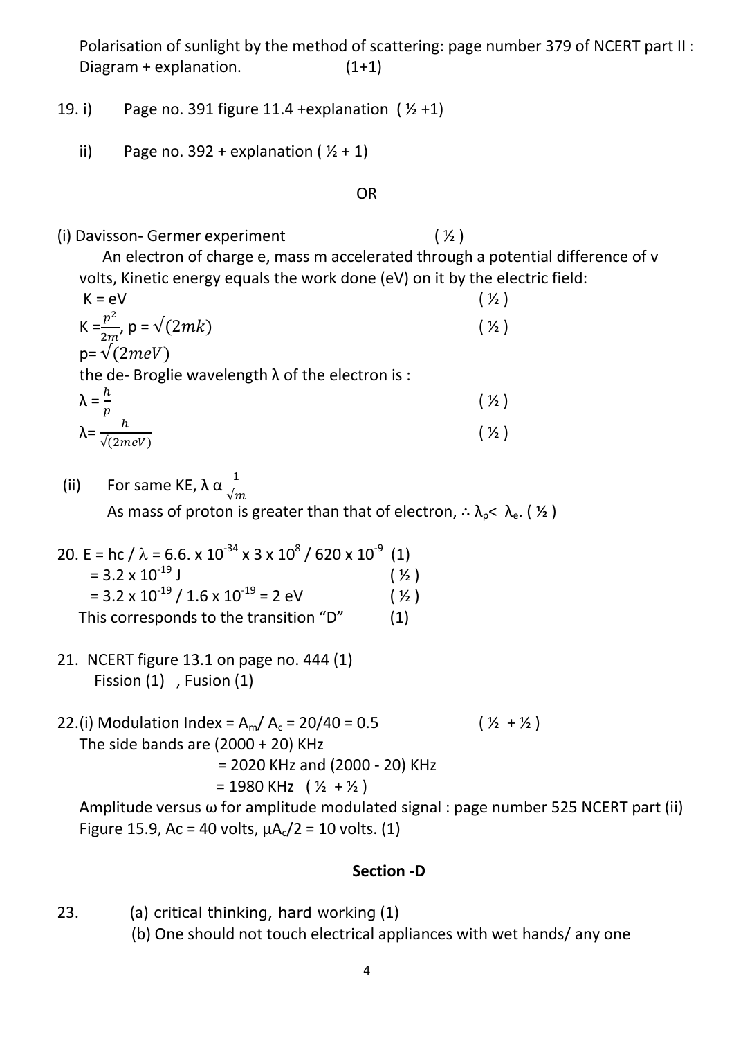Polarisation of sunlight by the method of scattering: page number 379 of NCERT part II : Diagram + explanation. (1+1)

19. i) Page no. 391 figure 11.4 +explanation ( ½ +1)

ii) Page no. 392 + explanation ( ½ + 1)

OR

(i) Davisson- Germer experiment ( ½ )

An electron of charge e, mass m accelerated through a potential difference of v volts, Kinetic energy equals the work done (eV) on it by the electric field:

$K = eV$ ( ½ )

$K = \frac{p^2}{2m}$, $p = \sqrt{(2mk)}$ ( ½ )

$p = \sqrt{(2meV)}$

the de- Broglie wavelength λ of the electron is :

$\lambda = \frac{h}{p}$ ( ½ )

$\lambda = \frac{h}{\sqrt{(2meV)}}$ ( ½ )

(ii) For same KE, $\lambda \propto \frac{1}{\sqrt{m}}$

As mass of proton is greater than that of electron, $\therefore \lambda_p < \lambda_e$. ( ½ )

20. $E = hc / \lambda = 6.6. \times 10^{-34} \times 3 \times 10^{8} / 620 \times 10^{-9}$ (1)

$= 3.2 \times 10^{-19}$ J ( ½ )

$= 3.2 \times 10^{-19} / 1.6 \times 10^{-19} = 2$ eV ( ½ )

This corresponds to the transition "D" (1)

21. NCERT figure 13.1 on page no. 444 (1)

Fission (1) , Fusion (1)

22.(i) Modulation Index = $A_m / A_c = 20/40 = 0.5$ ( ½ + ½ )

The side bands are (2000 + 20) KHz

= 2020 KHz and (2000 - 20) KHz

= 1980 KHz ( ½ + ½ )

Amplitude versus ω for amplitude modulated signal : page number 525 NCERT part (ii) Figure 15.9, Ac = 40 volts, $\mu A_c/2 = 10$ volts. (1)

## Section -D

23. (a) critical thinking, hard working (1)

(b) One should not touch electrical appliances with wet hands/ any one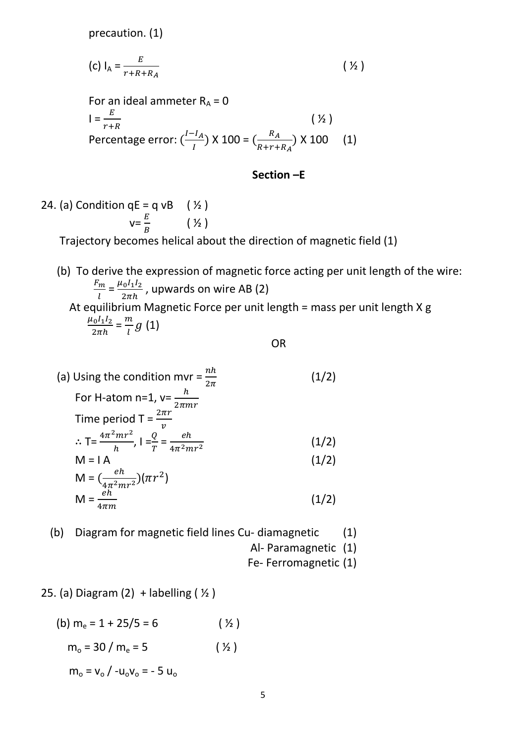precaution. (1)

(c) $I_A = \frac{E}{r+R+R_A}$ ( ½ )

For an ideal ammeter $R_A = 0$

$I = \frac{E}{r+R}$ ( ½ )

Percentage error: $(\frac{I-I_A}{I})$ X 100 = $(\frac{R_A}{R+r+R_A})$ X 100 (1)

**Section –E**

24. (a) Condition qE = q vB ( ½ )

$v = \frac{E}{B}$ ( ½ )

Trajectory becomes helical about the direction of magnetic field (1)

(b) To derive the expression of magnetic force acting per unit length of the wire:

$\frac{F_m}{l} = \frac{\mu_0 I_1 I_2}{2\pi h}$ , upwards on wire AB (2)

At equilibrium Magnetic Force per unit length = mass per unit length X g

$\frac{\mu_0 I_1 I_2}{2\pi h} = \frac{m}{l} g$ (1)

OR

(a) Using the condition $mvr = \frac{nh}{2\pi}$ (1/2)

For H-atom n=1, $v = \frac{h}{2\pi mr}$

Time period $T = \frac{2\pi r}{v}$

$\therefore T = \frac{4\pi^2 mr^2}{h}$, $I = \frac{Q}{T} = \frac{eh}{4\pi^2 mr^2}$ (1/2)

M = I A (1/2)

$M = (\frac{eh}{4\pi^2 mr^2})(\pi r^2)$

$M = \frac{eh}{4\pi m}$ (1/2)

(b) Diagram for magnetic field lines Cu- diamagnetic (1)

Al- Paramagnetic (1)

Fe- Ferromagnetic (1)

25. (a) Diagram (2) + labelling ( ½ )

(b) $m_e = 1 + 25/5 = 6$ ( ½ )

$m_o = 30 / m_e = 5$ ( ½ )

$m_o = v_o / -u_o v_o = -5\ u_o$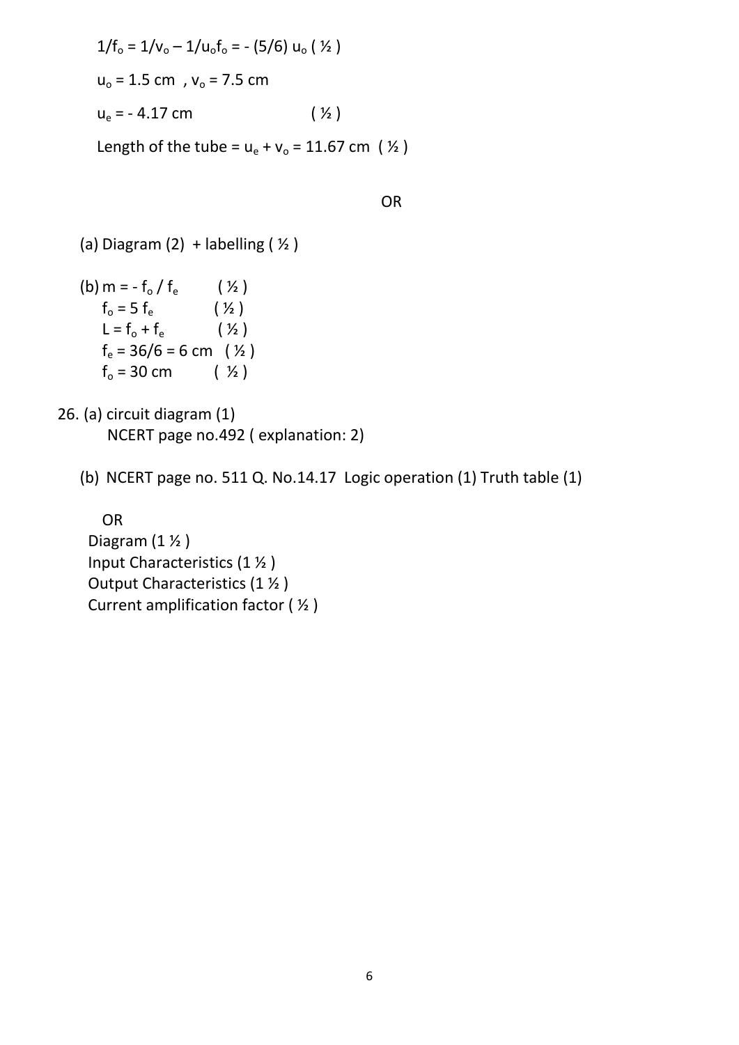$1/f_o = 1/v_o – 1/u_o f_o = - (5/6)\ u_o$ ( ½ )

$u_o = 1.5$ cm , $v_o = 7.5$ cm

$u_e = - 4.17$ cm ( ½ )

Length of the tube = $u_e + v_o = 11.67$ cm ( ½ )

OR

(a) Diagram (2) + labelling ( ½ )

(b) $m = - f_o / f_e$ ( ½ )
$f_o = 5 f_e$ ( ½ )
$L = f_o + f_e$ ( ½ )
$f_e = 36/6 = 6$ cm ( ½ )
$f_o = 30$ cm ( ½ )

26. (a) circuit diagram (1)
NCERT page no.492 ( explanation: 2)

(b) NCERT page no. 511 Q. No.14.17 Logic operation (1) Truth table (1)

OR
Diagram (1 ½ )
Input Characteristics (1 ½ )
Output Characteristics (1 ½ )
Current amplification factor ( ½ )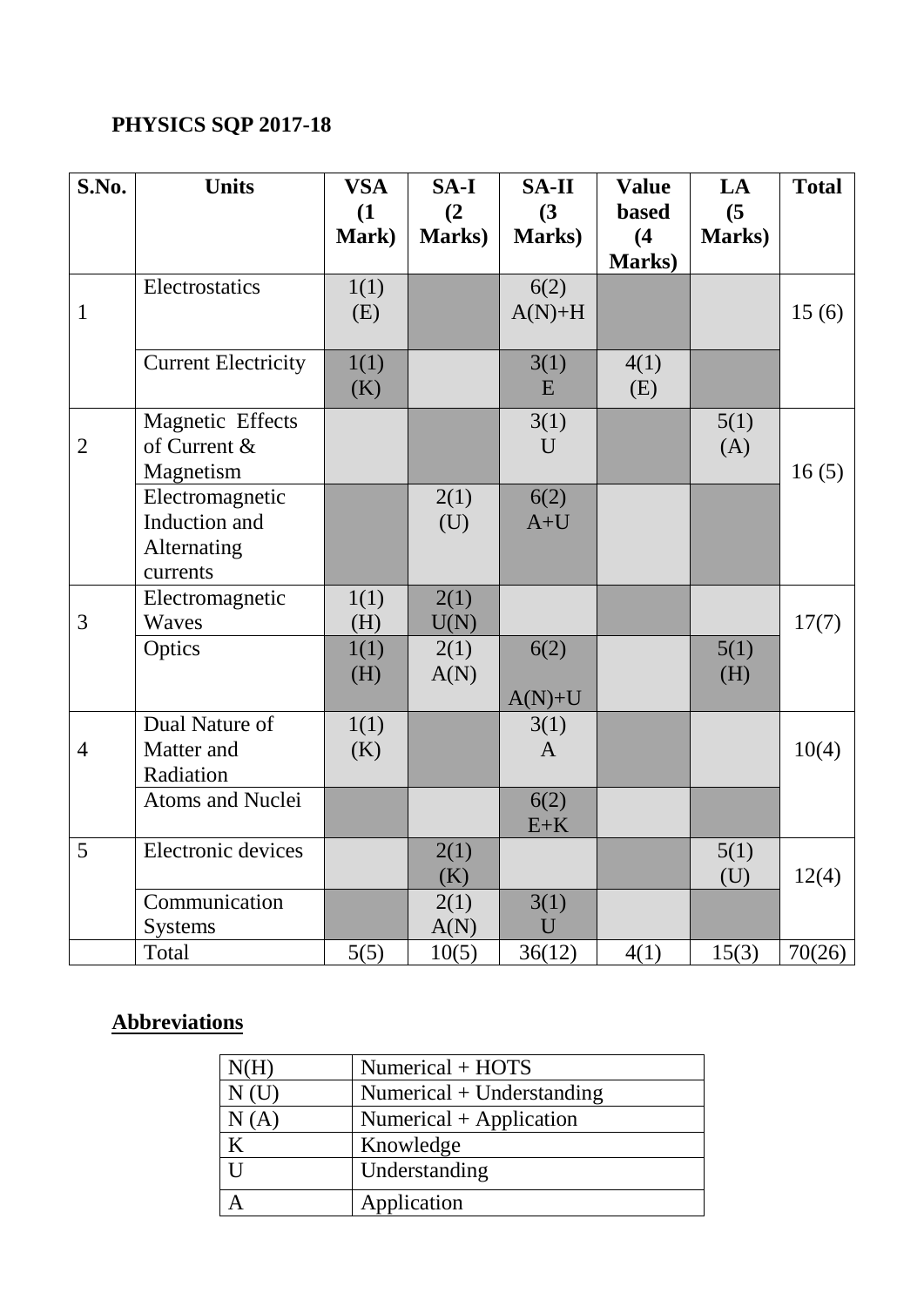**PHYSICS SQP 2017-18**

| S.No. | Units | VSA (1 Mark) | SA-I (2 Marks) | SA-II (3 Marks) | Value based (4 Marks) | LA (5 Marks) | Total |
|---|---|---|---|---|---|---|---|
| 1 | Electrostatics | 1(1) (E) | | 6(2) A(N)+H | | | 15 (6) |
| | Current Electricity | 1(1) (K) | | 3(1) E | 4(1) (E) | | |
| 2 | Magnetic Effects of Current & Magnetism | | | 3(1) U | | 5(1) (A) | 16 (5) |
| | Electromagnetic Induction and Alternating currents | | 2(1) (U) | 6(2) A+U | | | |
| 3 | Electromagnetic Waves | 1(1) (H) | 2(1) U(N) | | | | 17(7) |
| | Optics | 1(1) (H) | 2(1) A(N) | 6(2) A(N)+U | | 5(1) (H) | |
| 4 | Dual Nature of Matter and Radiation | 1(1) (K) | | 3(1) A | | | 10(4) |
| | Atoms and Nuclei | | | 6(2) E+K | | | |
| 5 | Electronic devices | | 2(1) (K) | | | 5(1) (U) | 12(4) |
| | Communication Systems | | 2(1) A(N) | 3(1) U | | | |
| | Total | 5(5) | 10(5) | 36(12) | 4(1) | 15(3) | 70(26) |

**Abbreviations**

| N(H) | Numerical + HOTS |
|---|---|
| N (U) | Numerical + Understanding |
| N (A) | Numerical + Application |
| K | Knowledge |
| U | Understanding |
| A | Application |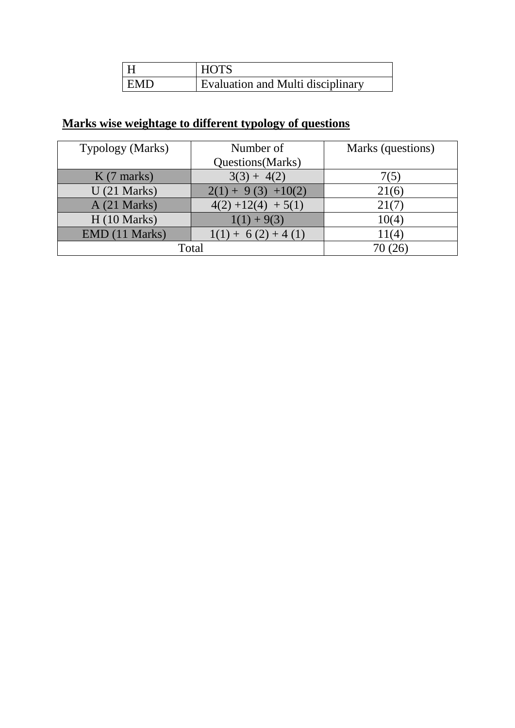| | |
|---|---|
| H | HOTS |
| EMD | Evaluation and Multi disciplinary |

**Marks wise weightage to different typology of questions**

| Typology (Marks) | Number of Questions(Marks) | Marks (questions) |
|---|---|---|
| K (7 marks) | 3(3) + 4(2) | 7(5) |
| U (21 Marks) | 2(1) + 9 (3) +10(2) | 21(6) |
| A (21 Marks) | 4(2) +12(4) + 5(1) | 21(7) |
| H (10 Marks) | 1(1) + 9(3) | 10(4) |
| EMD (11 Marks) | 1(1) + 6 (2) + 4 (1) | 11(4) |
| Total | | 70 (26) |